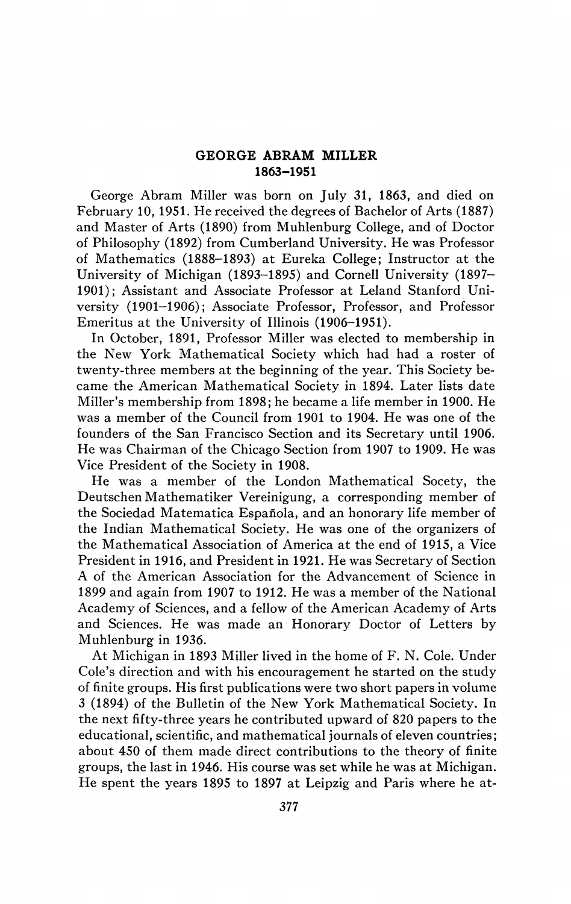# GEORGE ABRAM MILLER
## 1863–1951

George Abram Miller was born on July 31, 1863, and died on February 10, 1951. He received the degrees of Bachelor of Arts (1887) and Master of Arts (1890) from Muhlenburg College, and of Doctor of Philosophy (1892) from Cumberland University. He was Professor of Mathematics (1888–1893) at Eureka College; Instructor at the University of Michigan (1893–1895) and Cornell University (1897–1901); Assistant and Associate Professor at Leland Stanford University (1901–1906); Associate Professor, Professor, and Professor Emeritus at the University of Illinois (1906–1951).

In October, 1891, Professor Miller was elected to membership in the New York Mathematical Society which had had a roster of twenty-three members at the beginning of the year. This Society became the American Mathematical Society in 1894. Later lists date Miller's membership from 1898; he became a life member in 1900. He was a member of the Council from 1901 to 1904. He was one of the founders of the San Francisco Section and its Secretary until 1906. He was Chairman of the Chicago Section from 1907 to 1909. He was Vice President of the Society in 1908.

He was a member of the London Mathematical Socety, the Deutschen Mathematiker Vereinigung, a corresponding member of the Sociedad Matematica Española, and an honorary life member of the Indian Mathematical Society. He was one of the organizers of the Mathematical Association of America at the end of 1915, a Vice President in 1916, and President in 1921. He was Secretary of Section A of the American Association for the Advancement of Science in 1899 and again from 1907 to 1912. He was a member of the National Academy of Sciences, and a fellow of the American Academy of Arts and Sciences. He was made an Honorary Doctor of Letters by Muhlenburg in 1936.

At Michigan in 1893 Miller lived in the home of F. N. Cole. Under Cole's direction and with his encouragement he started on the study of finite groups. His first publications were two short papers in volume 3 (1894) of the Bulletin of the New York Mathematical Society. In the next fifty-three years he contributed upward of 820 papers to the educational, scientific, and mathematical journals of eleven countries; about 450 of them made direct contributions to the theory of finite groups, the last in 1946. His course was set while he was at Michigan. He spent the years 1895 to 1897 at Leipzig and Paris where he at-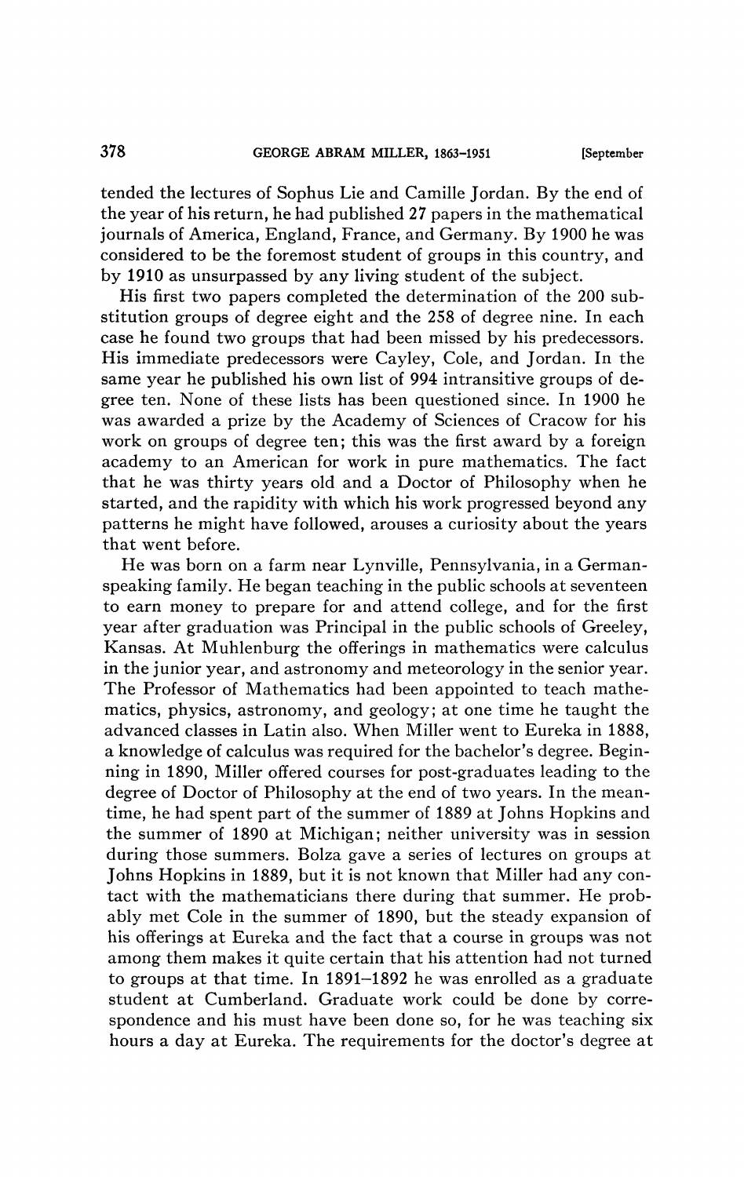tended the lectures of Sophus Lie and Camille Jordan. By the end of the year of his return, he had published 27 papers in the mathematical journals of America, England, France, and Germany. By 1900 he was considered to be the foremost student of groups in this country, and by 1910 as unsurpassed by any living student of the subject.

His first two papers completed the determination of the 200 substitution groups of degree eight and the 258 of degree nine. In each case he found two groups that had been missed by his predecessors. His immediate predecessors were Cayley, Cole, and Jordan. In the same year he published his own list of 994 intransitive groups of degree ten. None of these lists has been questioned since. In 1900 he was awarded a prize by the Academy of Sciences of Cracow for his work on groups of degree ten; this was the first award by a foreign academy to an American for work in pure mathematics. The fact that he was thirty years old and a Doctor of Philosophy when he started, and the rapidity with which his work progressed beyond any patterns he might have followed, arouses a curiosity about the years that went before.

He was born on a farm near Lynville, Pennsylvania, in a German-speaking family. He began teaching in the public schools at seventeen to earn money to prepare for and attend college, and for the first year after graduation was Principal in the public schools of Greeley, Kansas. At Muhlenburg the offerings in mathematics were calculus in the junior year, and astronomy and meteorology in the senior year. The Professor of Mathematics had been appointed to teach mathematics, physics, astronomy, and geology; at one time he taught the advanced classes in Latin also. When Miller went to Eureka in 1888, a knowledge of calculus was required for the bachelor's degree. Beginning in 1890, Miller offered courses for post-graduates leading to the degree of Doctor of Philosophy at the end of two years. In the meantime, he had spent part of the summer of 1889 at Johns Hopkins and the summer of 1890 at Michigan; neither university was in session during those summers. Bolza gave a series of lectures on groups at Johns Hopkins in 1889, but it is not known that Miller had any contact with the mathematicians there during that summer. He probably met Cole in the summer of 1890, but the steady expansion of his offerings at Eureka and the fact that a course in groups was not among them makes it quite certain that his attention had not turned to groups at that time. In 1891–1892 he was enrolled as a graduate student at Cumberland. Graduate work could be done by correspondence and his must have been done so, for he was teaching six hours a day at Eureka. The requirements for the doctor's degree at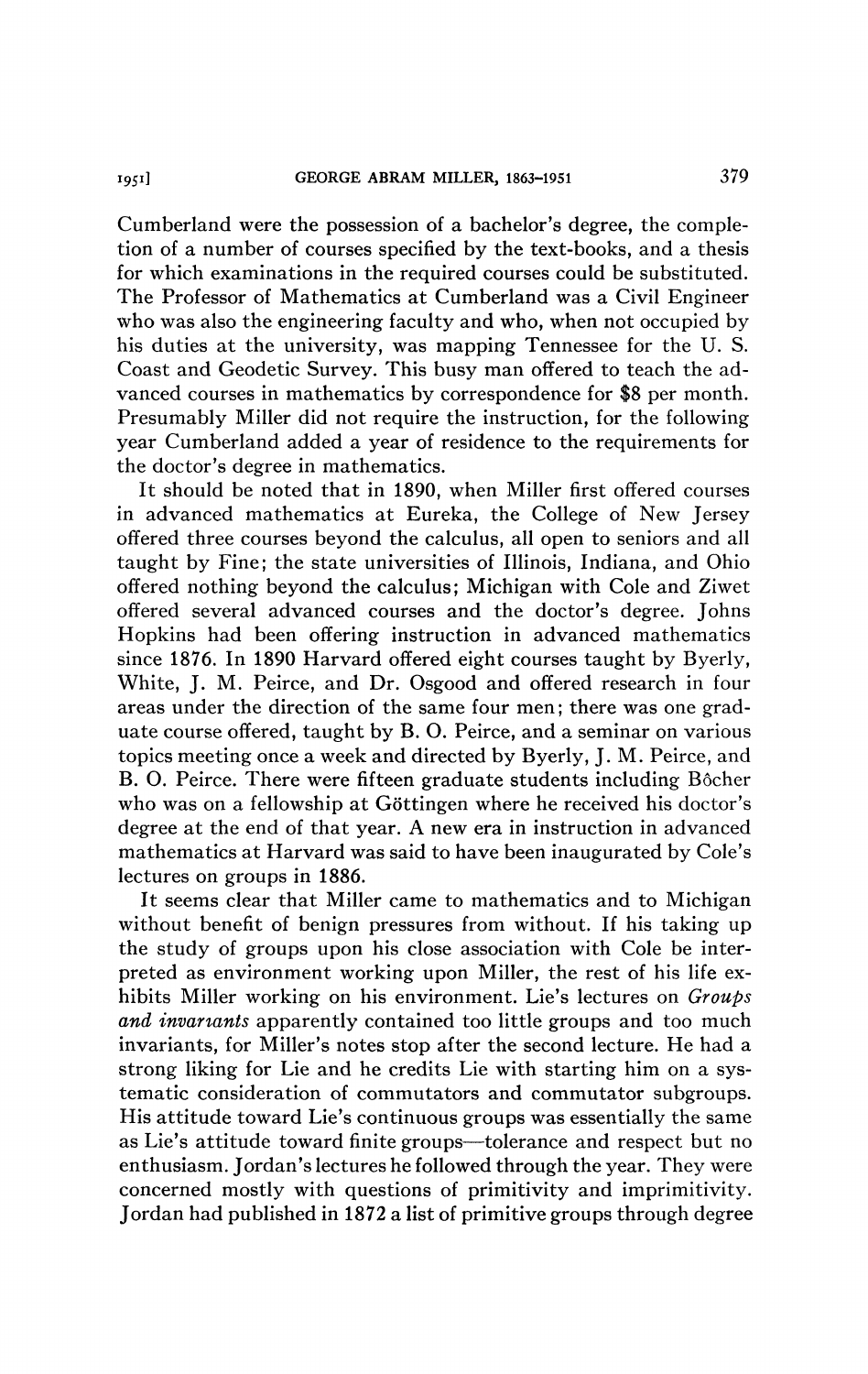Cumberland were the possession of a bachelor's degree, the completion of a number of courses specified by the text-books, and a thesis for which examinations in the required courses could be substituted. The Professor of Mathematics at Cumberland was a Civil Engineer who was also the engineering faculty and who, when not occupied by his duties at the university, was mapping Tennessee for the U. S. Coast and Geodetic Survey. This busy man offered to teach the advanced courses in mathematics by correspondence for $8 per month. Presumably Miller did not require the instruction, for the following year Cumberland added a year of residence to the requirements for the doctor's degree in mathematics.

It should be noted that in 1890, when Miller first offered courses in advanced mathematics at Eureka, the College of New Jersey offered three courses beyond the calculus, all open to seniors and all taught by Fine; the state universities of Illinois, Indiana, and Ohio offered nothing beyond the calculus; Michigan with Cole and Ziwet offered several advanced courses and the doctor's degree. Johns Hopkins had been offering instruction in advanced mathematics since 1876. In 1890 Harvard offered eight courses taught by Byerly, White, J. M. Peirce, and Dr. Osgood and offered research in four areas under the direction of the same four men; there was one graduate course offered, taught by B. O. Peirce, and a seminar on various topics meeting once a week and directed by Byerly, J. M. Peirce, and B. O. Peirce. There were fifteen graduate students including Bôcher who was on a fellowship at Göttingen where he received his doctor's degree at the end of that year. A new era in instruction in advanced mathematics at Harvard was said to have been inaugurated by Cole's lectures on groups in 1886.

It seems clear that Miller came to mathematics and to Michigan without benefit of benign pressures from without. If his taking up the study of groups upon his close association with Cole be interpreted as environment working upon Miller, the rest of his life exhibits Miller working on his environment. Lie's lectures on *Groups and invariants* apparently contained too little groups and too much invariants, for Miller's notes stop after the second lecture. He had a strong liking for Lie and he credits Lie with starting him on a systematic consideration of commutators and commutator subgroups. His attitude toward Lie's continuous groups was essentially the same as Lie's attitude toward finite groups—tolerance and respect but no enthusiasm. Jordan's lectures he followed through the year. They were concerned mostly with questions of primitivity and imprimitivity. Jordan had published in 1872 a list of primitive groups through degree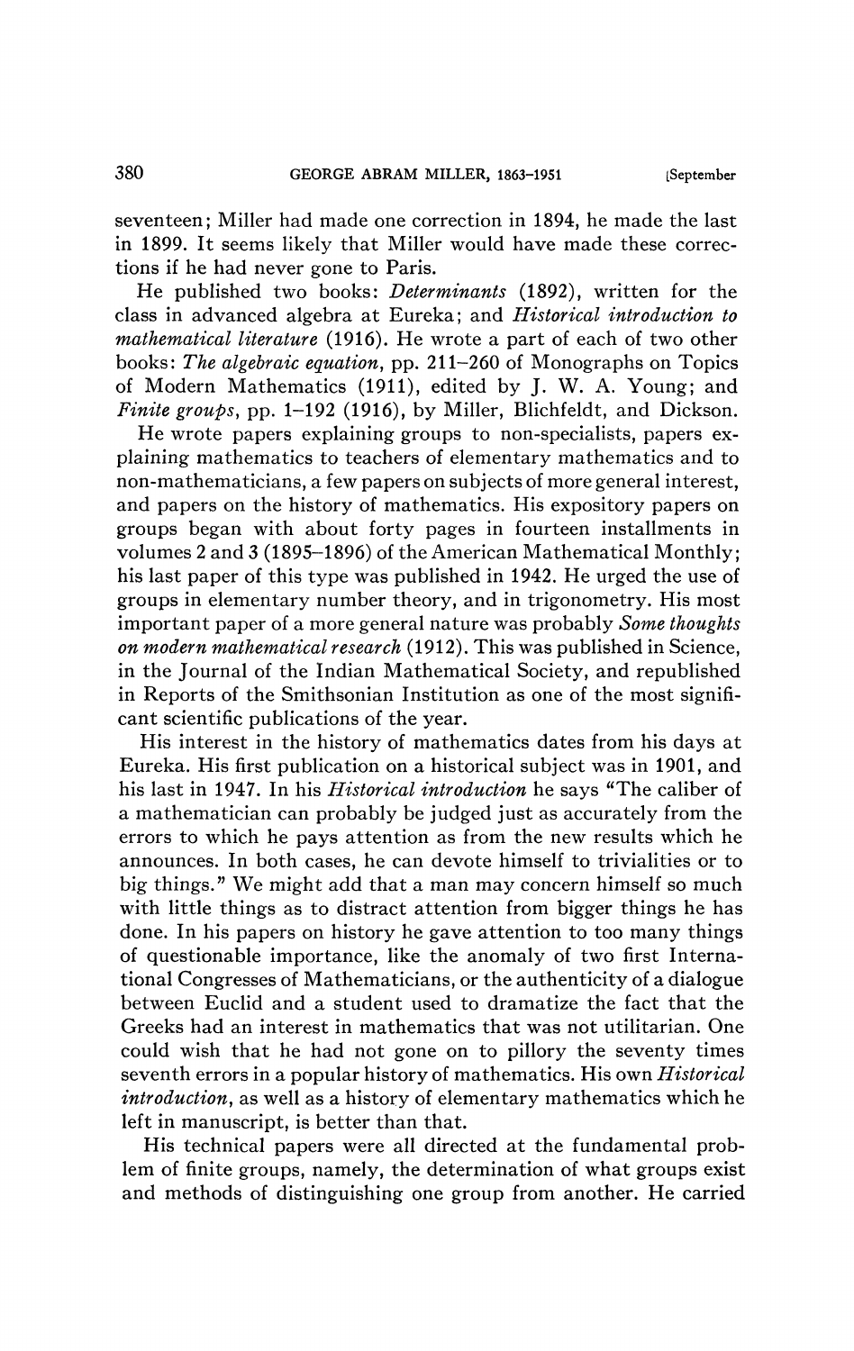seventeen; Miller had made one correction in 1894, he made the last in 1899. It seems likely that Miller would have made these corrections if he had never gone to Paris.

He published two books: *Determinants* (1892), written for the class in advanced algebra at Eureka; and *Historical introduction to mathematical literature* (1916). He wrote a part of each of two other books: *The algebraic equation*, pp. 211–260 of Monographs on Topics of Modern Mathematics (1911), edited by J. W. A. Young; and *Finite groups*, pp. 1–192 (1916), by Miller, Blichfeldt, and Dickson.

He wrote papers explaining groups to non-specialists, papers explaining mathematics to teachers of elementary mathematics and to non-mathematicians, a few papers on subjects of more general interest, and papers on the history of mathematics. His expository papers on groups began with about forty pages in fourteen installments in volumes 2 and 3 (1895–1896) of the American Mathematical Monthly; his last paper of this type was published in 1942. He urged the use of groups in elementary number theory, and in trigonometry. His most important paper of a more general nature was probably *Some thoughts on modern mathematical research* (1912). This was published in Science, in the Journal of the Indian Mathematical Society, and republished in Reports of the Smithsonian Institution as one of the most significant scientific publications of the year.

His interest in the history of mathematics dates from his days at Eureka. His first publication on a historical subject was in 1901, and his last in 1947. In his *Historical introduction* he says "The caliber of a mathematician can probably be judged just as accurately from the errors to which he pays attention as from the new results which he announces. In both cases, he can devote himself to trivialities or to big things." We might add that a man may concern himself so much with little things as to distract attention from bigger things he has done. In his papers on history he gave attention to too many things of questionable importance, like the anomaly of two first International Congresses of Mathematicians, or the authenticity of a dialogue between Euclid and a student used to dramatize the fact that the Greeks had an interest in mathematics that was not utilitarian. One could wish that he had not gone on to pillory the seventy times seventh errors in a popular history of mathematics. His own *Historical introduction*, as well as a history of elementary mathematics which he left in manuscript, is better than that.

His technical papers were all directed at the fundamental problem of finite groups, namely, the determination of what groups exist and methods of distinguishing one group from another. He carried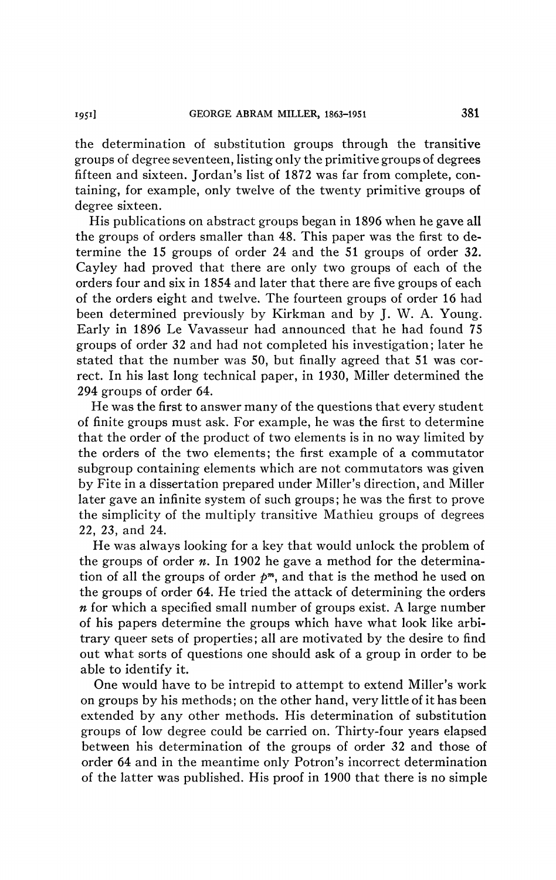the determination of substitution groups through the transitive groups of degree seventeen, listing only the primitive groups of degrees fifteen and sixteen. Jordan's list of 1872 was far from complete, containing, for example, only twelve of the twenty primitive groups of degree sixteen.

His publications on abstract groups began in 1896 when he gave all the groups of orders smaller than 48. This paper was the first to determine the 15 groups of order 24 and the 51 groups of order 32. Cayley had proved that there are only two groups of each of the orders four and six in 1854 and later that there are five groups of each of the orders eight and twelve. The fourteen groups of order 16 had been determined previously by Kirkman and by J. W. A. Young. Early in 1896 Le Vavasseur had announced that he had found 75 groups of order 32 and had not completed his investigation; later he stated that the number was 50, but finally agreed that 51 was correct. In his last long technical paper, in 1930, Miller determined the 294 groups of order 64.

He was the first to answer many of the questions that every student of finite groups must ask. For example, he was the first to determine that the order of the product of two elements is in no way limited by the orders of the two elements; the first example of a commutator subgroup containing elements which are not commutators was given by Fite in a dissertation prepared under Miller's direction, and Miller later gave an infinite system of such groups; he was the first to prove the simplicity of the multiply transitive Mathieu groups of degrees 22, 23, and 24.

He was always looking for a key that would unlock the problem of the groups of order $n$. In 1902 he gave a method for the determination of all the groups of order $p^m$, and that is the method he used on the groups of order 64. He tried the attack of determining the orders $n$ for which a specified small number of groups exist. A large number of his papers determine the groups which have what look like arbitrary queer sets of properties; all are motivated by the desire to find out what sorts of questions one should ask of a group in order to be able to identify it.

One would have to be intrepid to attempt to extend Miller's work on groups by his methods; on the other hand, very little of it has been extended by any other methods. His determination of substitution groups of low degree could be carried on. Thirty-four years elapsed between his determination of the groups of order 32 and those of order 64 and in the meantime only Potron's incorrect determination of the latter was published. His proof in 1900 that there is no simple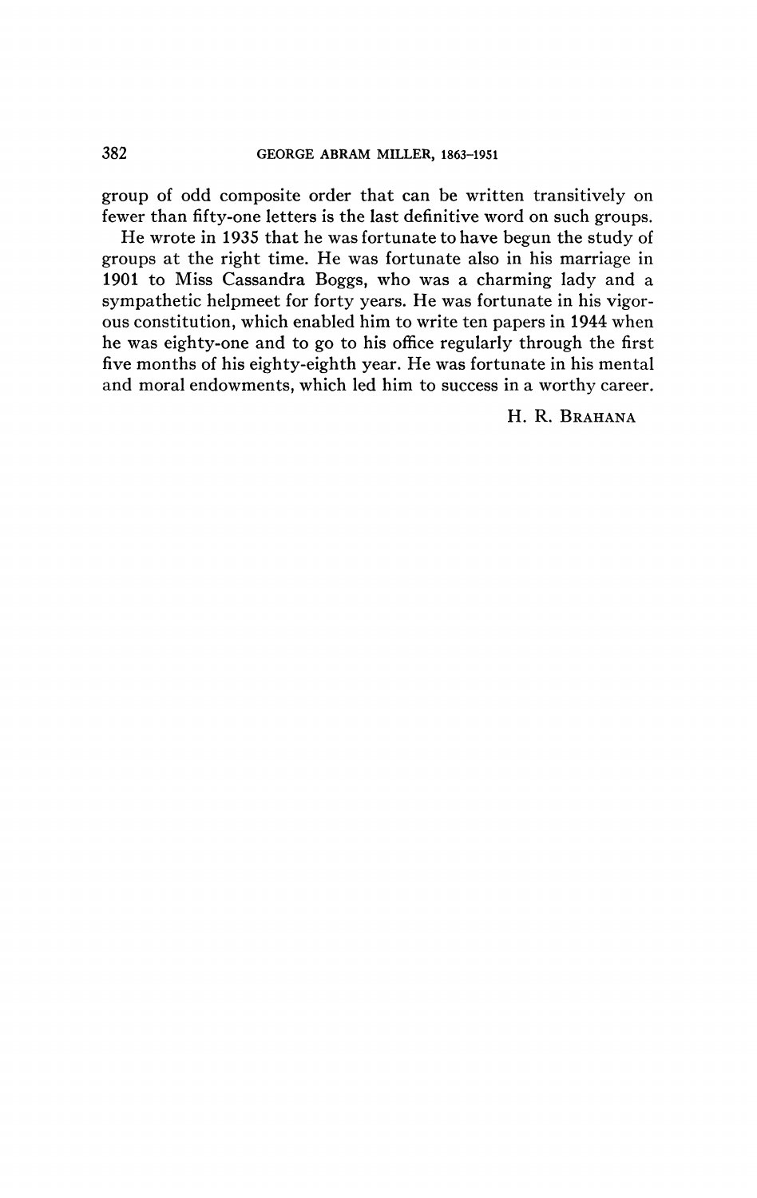group of odd composite order that can be written transitively on fewer than fifty-one letters is the last definitive word on such groups.

He wrote in 1935 that he was fortunate to have begun the study of groups at the right time. He was fortunate also in his marriage in 1901 to Miss Cassandra Boggs, who was a charming lady and a sympathetic helpmeet for forty years. He was fortunate in his vigorous constitution, which enabled him to write ten papers in 1944 when he was eighty-one and to go to his office regularly through the first five months of his eighty-eighth year. He was fortunate in his mental and moral endowments, which led him to success in a worthy career.

H. R. Brahana